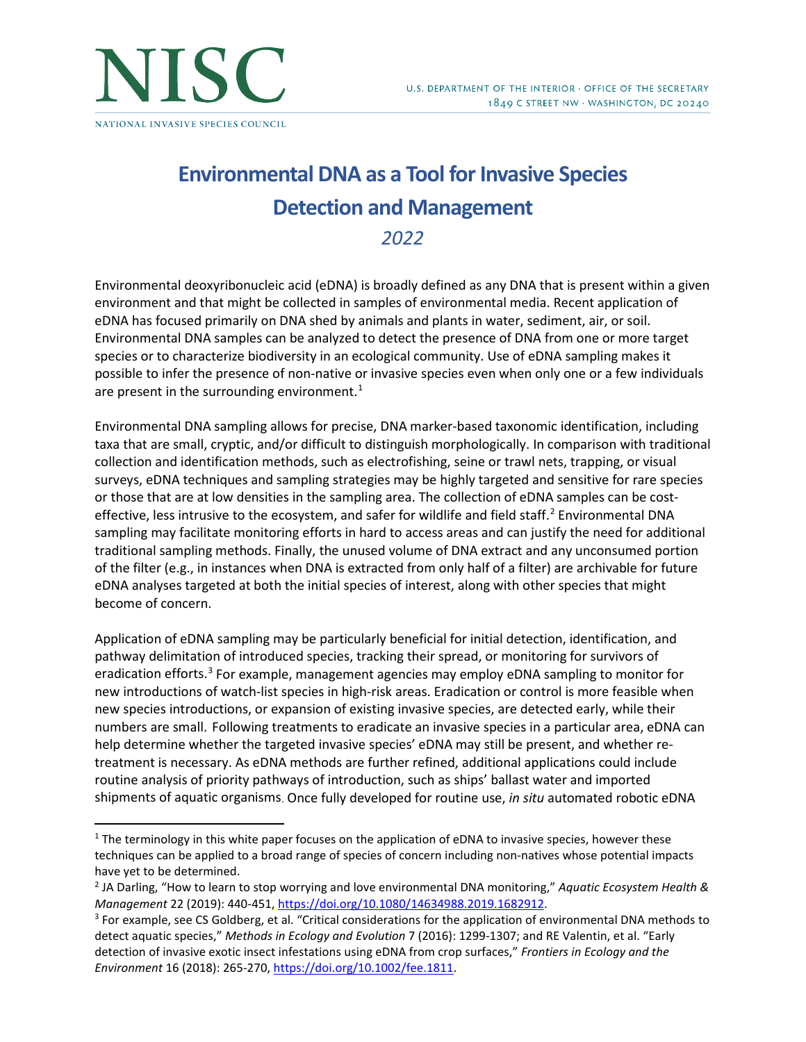NISC

NATIONAL INVASIVE SPECIES COUNCIL

U.S. DEPARTMENT OF THE INTERIOR · OFFICE OF THE SECRETARY
1849 C STREET NW · WASHINGTON, DC 20240

# Environmental DNA as a Tool for Invasive Species Detection and Management

*2022*

Environmental deoxyribonucleic acid (eDNA) is broadly defined as any DNA that is present within a given environment and that might be collected in samples of environmental media. Recent application of eDNA has focused primarily on DNA shed by animals and plants in water, sediment, air, or soil. Environmental DNA samples can be analyzed to detect the presence of DNA from one or more target species or to characterize biodiversity in an ecological community. Use of eDNA sampling makes it possible to infer the presence of non-native or invasive species even when only one or a few individuals are present in the surrounding environment.[1]

Environmental DNA sampling allows for precise, DNA marker-based taxonomic identification, including taxa that are small, cryptic, and/or difficult to distinguish morphologically. In comparison with traditional collection and identification methods, such as electrofishing, seine or trawl nets, trapping, or visual surveys, eDNA techniques and sampling strategies may be highly targeted and sensitive for rare species or those that are at low densities in the sampling area. The collection of eDNA samples can be cost-effective, less intrusive to the ecosystem, and safer for wildlife and field staff.[2] Environmental DNA sampling may facilitate monitoring efforts in hard to access areas and can justify the need for additional traditional sampling methods. Finally, the unused volume of DNA extract and any unconsumed portion of the filter (e.g., in instances when DNA is extracted from only half of a filter) are archivable for future eDNA analyses targeted at both the initial species of interest, along with other species that might become of concern.

Application of eDNA sampling may be particularly beneficial for initial detection, identification, and pathway delimitation of introduced species, tracking their spread, or monitoring for survivors of eradication efforts.[3] For example, management agencies may employ eDNA sampling to monitor for new introductions of watch-list species in high-risk areas. Eradication or control is more feasible when new species introductions, or expansion of existing invasive species, are detected early, while their numbers are small. Following treatments to eradicate an invasive species in a particular area, eDNA can help determine whether the targeted invasive species' eDNA may still be present, and whether re-treatment is necessary. As eDNA methods are further refined, additional applications could include routine analysis of priority pathways of introduction, such as ships' ballast water and imported shipments of aquatic organisms. Once fully developed for routine use, *in situ* automated robotic eDNA

---

[1] The terminology in this white paper focuses on the application of eDNA to invasive species, however these techniques can be applied to a broad range of species of concern including non-natives whose potential impacts have yet to be determined.

[2] JA Darling, "How to learn to stop worrying and love environmental DNA monitoring," *Aquatic Ecosystem Health & Management* 22 (2019): 440-451, https://doi.org/10.1080/14634988.2019.1682912.

[3] For example, see CS Goldberg, et al. "Critical considerations for the application of environmental DNA methods to detect aquatic species," *Methods in Ecology and Evolution* 7 (2016): 1299-1307; and RE Valentin, et al. "Early detection of invasive exotic insect infestations using eDNA from crop surfaces," *Frontiers in Ecology and the Environment* 16 (2018): 265-270, https://doi.org/10.1002/fee.1811.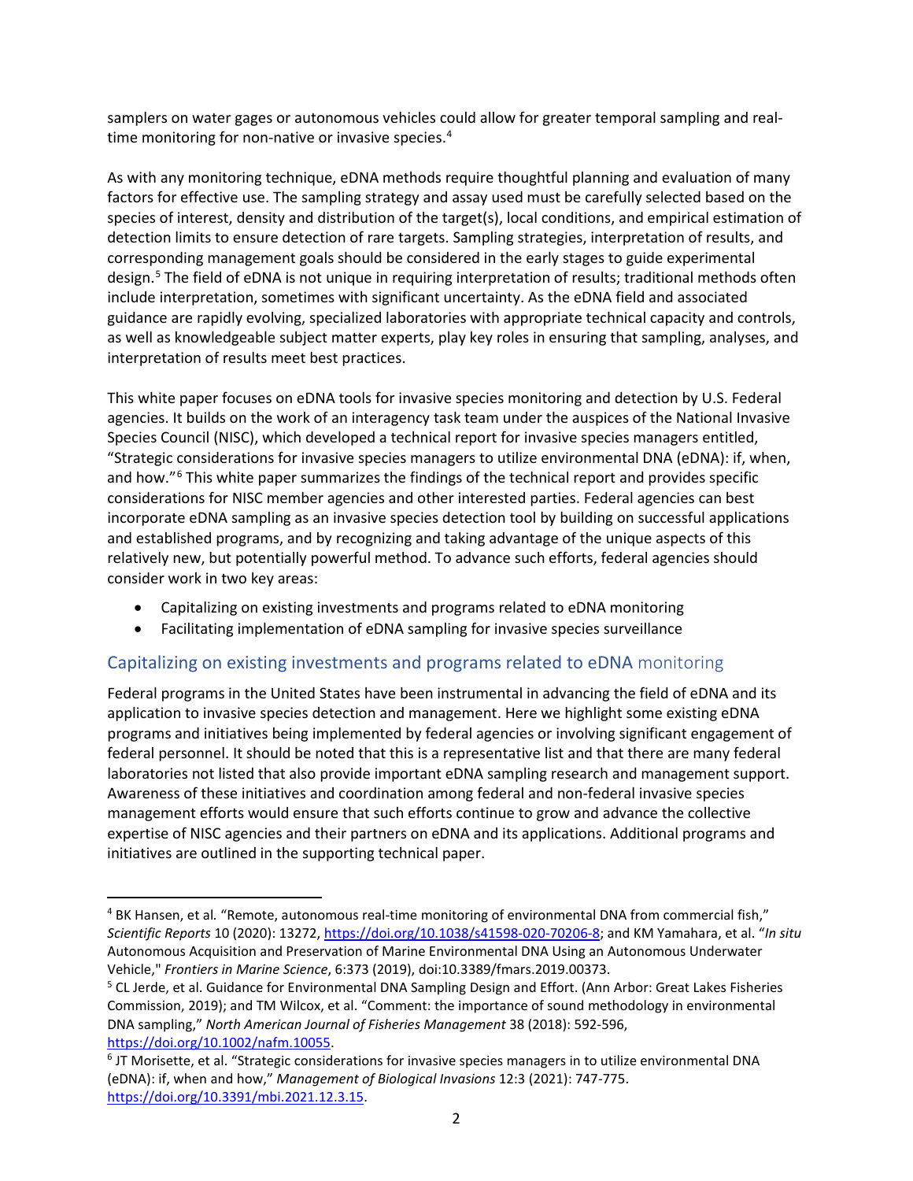samplers on water gages or autonomous vehicles could allow for greater temporal sampling and real-time monitoring for non-native or invasive species.[4]

As with any monitoring technique, eDNA methods require thoughtful planning and evaluation of many factors for effective use. The sampling strategy and assay used must be carefully selected based on the species of interest, density and distribution of the target(s), local conditions, and empirical estimation of detection limits to ensure detection of rare targets. Sampling strategies, interpretation of results, and corresponding management goals should be considered in the early stages to guide experimental design.[5] The field of eDNA is not unique in requiring interpretation of results; traditional methods often include interpretation, sometimes with significant uncertainty. As the eDNA field and associated guidance are rapidly evolving, specialized laboratories with appropriate technical capacity and controls, as well as knowledgeable subject matter experts, play key roles in ensuring that sampling, analyses, and interpretation of results meet best practices.

This white paper focuses on eDNA tools for invasive species monitoring and detection by U.S. Federal agencies. It builds on the work of an interagency task team under the auspices of the National Invasive Species Council (NISC), which developed a technical report for invasive species managers entitled, "Strategic considerations for invasive species managers to utilize environmental DNA (eDNA): if, when, and how."[6] This white paper summarizes the findings of the technical report and provides specific considerations for NISC member agencies and other interested parties. Federal agencies can best incorporate eDNA sampling as an invasive species detection tool by building on successful applications and established programs, and by recognizing and taking advantage of the unique aspects of this relatively new, but potentially powerful method. To advance such efforts, federal agencies should consider work in two key areas:

- Capitalizing on existing investments and programs related to eDNA monitoring
- Facilitating implementation of eDNA sampling for invasive species surveillance

## Capitalizing on existing investments and programs related to eDNA monitoring

Federal programs in the United States have been instrumental in advancing the field of eDNA and its application to invasive species detection and management. Here we highlight some existing eDNA programs and initiatives being implemented by federal agencies or involving significant engagement of federal personnel. It should be noted that this is a representative list and that there are many federal laboratories not listed that also provide important eDNA sampling research and management support. Awareness of these initiatives and coordination among federal and non-federal invasive species management efforts would ensure that such efforts continue to grow and advance the collective expertise of NISC agencies and their partners on eDNA and its applications. Additional programs and initiatives are outlined in the supporting technical paper.

---

[4] BK Hansen, et al. "Remote, autonomous real-time monitoring of environmental DNA from commercial fish," *Scientific Reports* 10 (2020): 13272, https://doi.org/10.1038/s41598-020-70206-8; and KM Yamahara, et al. "*In situ* Autonomous Acquisition and Preservation of Marine Environmental DNA Using an Autonomous Underwater Vehicle," *Frontiers in Marine Science*, 6:373 (2019), doi:10.3389/fmars.2019.00373.

[5] CL Jerde, et al. Guidance for Environmental DNA Sampling Design and Effort. (Ann Arbor: Great Lakes Fisheries Commission, 2019); and TM Wilcox, et al. "Comment: the importance of sound methodology in environmental DNA sampling," *North American Journal of Fisheries Management* 38 (2018): 592-596, https://doi.org/10.1002/nafm.10055.

[6] JT Morisette, et al. "Strategic considerations for invasive species managers in to utilize environmental DNA (eDNA): if, when and how," *Management of Biological Invasions* 12:3 (2021): 747-775. https://doi.org/10.3391/mbi.2021.12.3.15.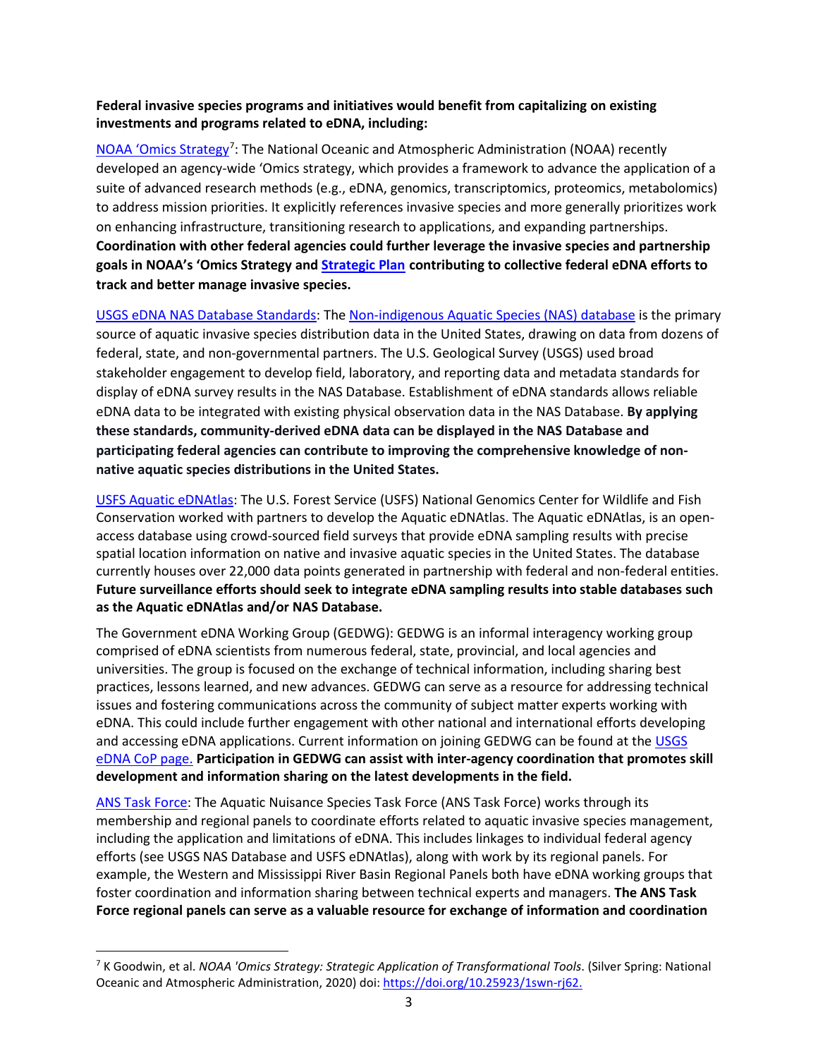**Federal invasive species programs and initiatives would benefit from capitalizing on existing investments and programs related to eDNA, including:**

NOAA 'Omics Strategy[7]: The National Oceanic and Atmospheric Administration (NOAA) recently developed an agency-wide 'Omics strategy, which provides a framework to advance the application of a suite of advanced research methods (e.g., eDNA, genomics, transcriptomics, proteomics, metabolomics) to address mission priorities. It explicitly references invasive species and more generally prioritizes work on enhancing infrastructure, transitioning research to applications, and expanding partnerships. **Coordination with other federal agencies could further leverage the invasive species and partnership goals in NOAA's 'Omics Strategy and Strategic Plan contributing to collective federal eDNA efforts to track and better manage invasive species.**

USGS eDNA NAS Database Standards: The Non-indigenous Aquatic Species (NAS) database is the primary source of aquatic invasive species distribution data in the United States, drawing on data from dozens of federal, state, and non-governmental partners. The U.S. Geological Survey (USGS) used broad stakeholder engagement to develop field, laboratory, and reporting data and metadata standards for display of eDNA survey results in the NAS Database. Establishment of eDNA standards allows reliable eDNA data to be integrated with existing physical observation data in the NAS Database. **By applying these standards, community-derived eDNA data can be displayed in the NAS Database and participating federal agencies can contribute to improving the comprehensive knowledge of non-native aquatic species distributions in the United States.**

USFS Aquatic eDNAtlas: The U.S. Forest Service (USFS) National Genomics Center for Wildlife and Fish Conservation worked with partners to develop the Aquatic eDNAtlas. The Aquatic eDNAtlas, is an open-access database using crowd-sourced field surveys that provide eDNA sampling results with precise spatial location information on native and invasive aquatic species in the United States. The database currently houses over 22,000 data points generated in partnership with federal and non-federal entities. **Future surveillance efforts should seek to integrate eDNA sampling results into stable databases such as the Aquatic eDNAtlas and/or NAS Database.**

The Government eDNA Working Group (GEDWG): GEDWG is an informal interagency working group comprised of eDNA scientists from numerous federal, state, provincial, and local agencies and universities. The group is focused on the exchange of technical information, including sharing best practices, lessons learned, and new advances. GEDWG can serve as a resource for addressing technical issues and fostering communications across the community of subject matter experts working with eDNA. This could include further engagement with other national and international efforts developing and accessing eDNA applications. Current information on joining GEDWG can be found at the USGS eDNA CoP page. **Participation in GEDWG can assist with inter-agency coordination that promotes skill development and information sharing on the latest developments in the field.**

ANS Task Force: The Aquatic Nuisance Species Task Force (ANS Task Force) works through its membership and regional panels to coordinate efforts related to aquatic invasive species management, including the application and limitations of eDNA. This includes linkages to individual federal agency efforts (see USGS NAS Database and USFS eDNAtlas), along with work by its regional panels. For example, the Western and Mississippi River Basin Regional Panels both have eDNA working groups that foster coordination and information sharing between technical experts and managers. **The ANS Task Force regional panels can serve as a valuable resource for exchange of information and coordination**

[7] K Goodwin, et al. *NOAA 'Omics Strategy: Strategic Application of Transformational Tools*. (Silver Spring: National Oceanic and Atmospheric Administration, 2020) doi: https://doi.org/10.25923/1swn-rj62.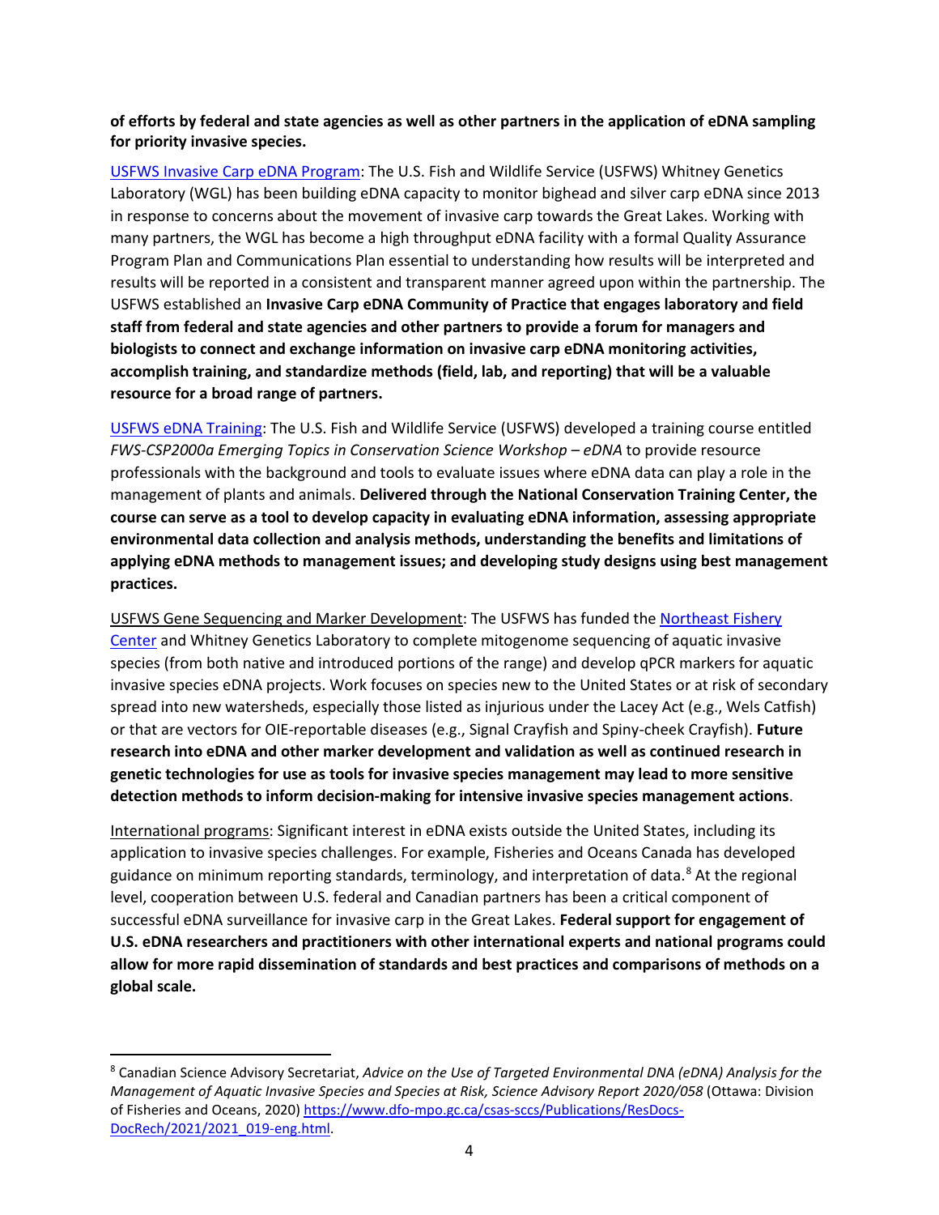**of efforts by federal and state agencies as well as other partners in the application of eDNA sampling for priority invasive species.**

USFWS Invasive Carp eDNA Program: The U.S. Fish and Wildlife Service (USFWS) Whitney Genetics Laboratory (WGL) has been building eDNA capacity to monitor bighead and silver carp eDNA since 2013 in response to concerns about the movement of invasive carp towards the Great Lakes. Working with many partners, the WGL has become a high throughput eDNA facility with a formal Quality Assurance Program Plan and Communications Plan essential to understanding how results will be interpreted and results will be reported in a consistent and transparent manner agreed upon within the partnership. The USFWS established an **Invasive Carp eDNA Community of Practice that engages laboratory and field staff from federal and state agencies and other partners to provide a forum for managers and biologists to connect and exchange information on invasive carp eDNA monitoring activities, accomplish training, and standardize methods (field, lab, and reporting) that will be a valuable resource for a broad range of partners.**

USFWS eDNA Training: The U.S. Fish and Wildlife Service (USFWS) developed a training course entitled *FWS-CSP2000a Emerging Topics in Conservation Science Workshop – eDNA* to provide resource professionals with the background and tools to evaluate issues where eDNA data can play a role in the management of plants and animals. **Delivered through the National Conservation Training Center, the course can serve as a tool to develop capacity in evaluating eDNA information, assessing appropriate environmental data collection and analysis methods, understanding the benefits and limitations of applying eDNA methods to management issues; and developing study designs using best management practices.**

USFWS Gene Sequencing and Marker Development: The USFWS has funded the Northeast Fishery Center and Whitney Genetics Laboratory to complete mitogenome sequencing of aquatic invasive species (from both native and introduced portions of the range) and develop qPCR markers for aquatic invasive species eDNA projects. Work focuses on species new to the United States or at risk of secondary spread into new watersheds, especially those listed as injurious under the Lacey Act (e.g., Wels Catfish) or that are vectors for OIE-reportable diseases (e.g., Signal Crayfish and Spiny-cheek Crayfish). **Future research into eDNA and other marker development and validation as well as continued research in genetic technologies for use as tools for invasive species management may lead to more sensitive detection methods to inform decision-making for intensive invasive species management actions**.

International programs: Significant interest in eDNA exists outside the United States, including its application to invasive species challenges. For example, Fisheries and Oceans Canada has developed guidance on minimum reporting standards, terminology, and interpretation of data.[8] At the regional level, cooperation between U.S. federal and Canadian partners has been a critical component of successful eDNA surveillance for invasive carp in the Great Lakes. **Federal support for engagement of U.S. eDNA researchers and practitioners with other international experts and national programs could allow for more rapid dissemination of standards and best practices and comparisons of methods on a global scale.**

[8] Canadian Science Advisory Secretariat, *Advice on the Use of Targeted Environmental DNA (eDNA) Analysis for the Management of Aquatic Invasive Species and Species at Risk, Science Advisory Report 2020/058* (Ottawa: Division of Fisheries and Oceans, 2020) https://www.dfo-mpo.gc.ca/csas-sccs/Publications/ResDocs-DocRech/2021/2021_019-eng.html.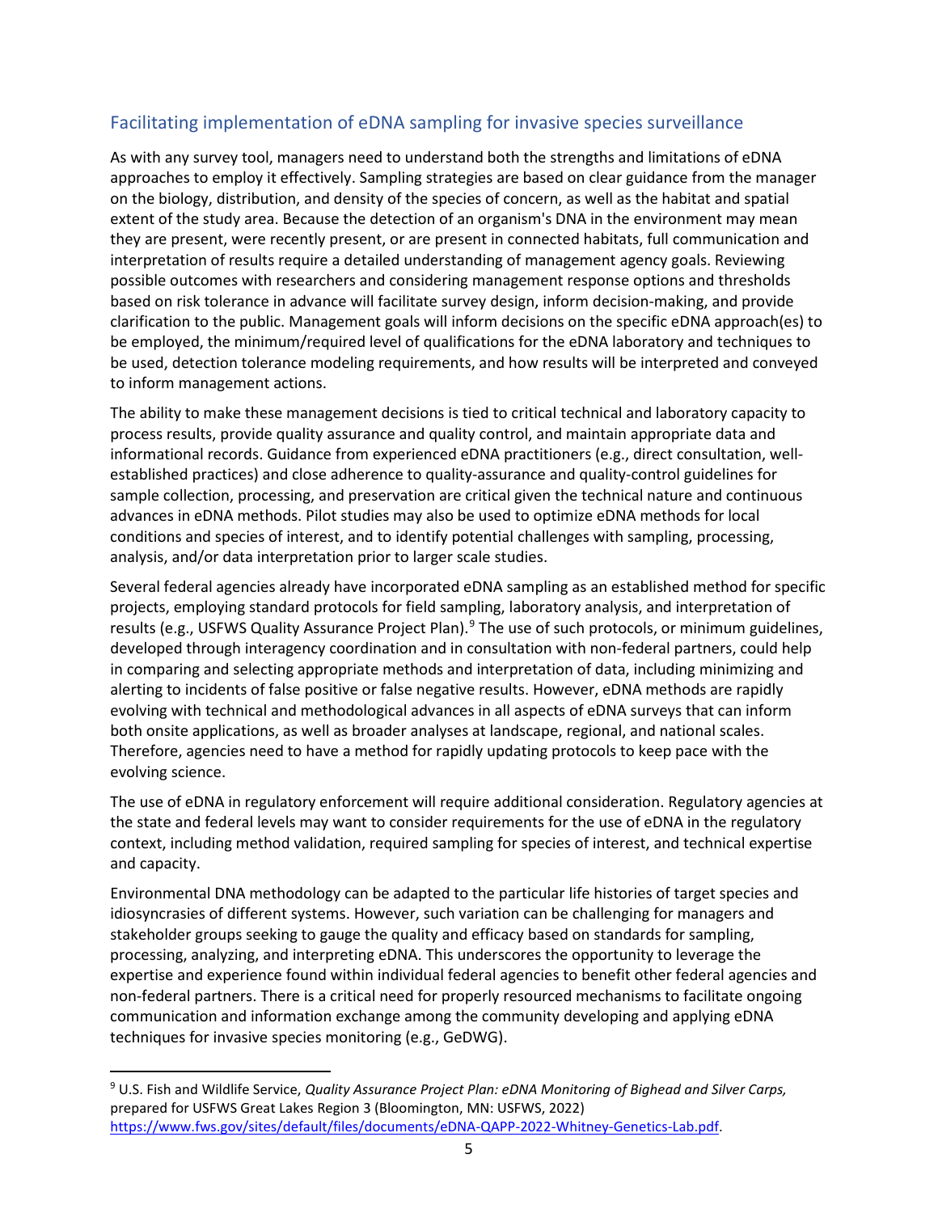## Facilitating implementation of eDNA sampling for invasive species surveillance

As with any survey tool, managers need to understand both the strengths and limitations of eDNA approaches to employ it effectively. Sampling strategies are based on clear guidance from the manager on the biology, distribution, and density of the species of concern, as well as the habitat and spatial extent of the study area. Because the detection of an organism's DNA in the environment may mean they are present, were recently present, or are present in connected habitats, full communication and interpretation of results require a detailed understanding of management agency goals. Reviewing possible outcomes with researchers and considering management response options and thresholds based on risk tolerance in advance will facilitate survey design, inform decision-making, and provide clarification to the public. Management goals will inform decisions on the specific eDNA approach(es) to be employed, the minimum/required level of qualifications for the eDNA laboratory and techniques to be used, detection tolerance modeling requirements, and how results will be interpreted and conveyed to inform management actions.

The ability to make these management decisions is tied to critical technical and laboratory capacity to process results, provide quality assurance and quality control, and maintain appropriate data and informational records. Guidance from experienced eDNA practitioners (e.g., direct consultation, well-established practices) and close adherence to quality-assurance and quality-control guidelines for sample collection, processing, and preservation are critical given the technical nature and continuous advances in eDNA methods. Pilot studies may also be used to optimize eDNA methods for local conditions and species of interest, and to identify potential challenges with sampling, processing, analysis, and/or data interpretation prior to larger scale studies.

Several federal agencies already have incorporated eDNA sampling as an established method for specific projects, employing standard protocols for field sampling, laboratory analysis, and interpretation of results (e.g., USFWS Quality Assurance Project Plan).[9] The use of such protocols, or minimum guidelines, developed through interagency coordination and in consultation with non-federal partners, could help in comparing and selecting appropriate methods and interpretation of data, including minimizing and alerting to incidents of false positive or false negative results. However, eDNA methods are rapidly evolving with technical and methodological advances in all aspects of eDNA surveys that can inform both onsite applications, as well as broader analyses at landscape, regional, and national scales. Therefore, agencies need to have a method for rapidly updating protocols to keep pace with the evolving science.

The use of eDNA in regulatory enforcement will require additional consideration. Regulatory agencies at the state and federal levels may want to consider requirements for the use of eDNA in the regulatory context, including method validation, required sampling for species of interest, and technical expertise and capacity.

Environmental DNA methodology can be adapted to the particular life histories of target species and idiosyncrasies of different systems. However, such variation can be challenging for managers and stakeholder groups seeking to gauge the quality and efficacy based on standards for sampling, processing, analyzing, and interpreting eDNA. This underscores the opportunity to leverage the expertise and experience found within individual federal agencies to benefit other federal agencies and non-federal partners. There is a critical need for properly resourced mechanisms to facilitate ongoing communication and information exchange among the community developing and applying eDNA techniques for invasive species monitoring (e.g., GeDWG).

---

[9] U.S. Fish and Wildlife Service, *Quality Assurance Project Plan: eDNA Monitoring of Bighead and Silver Carps,* prepared for USFWS Great Lakes Region 3 (Bloomington, MN: USFWS, 2022) https://www.fws.gov/sites/default/files/documents/eDNA-QAPP-2022-Whitney-Genetics-Lab.pdf.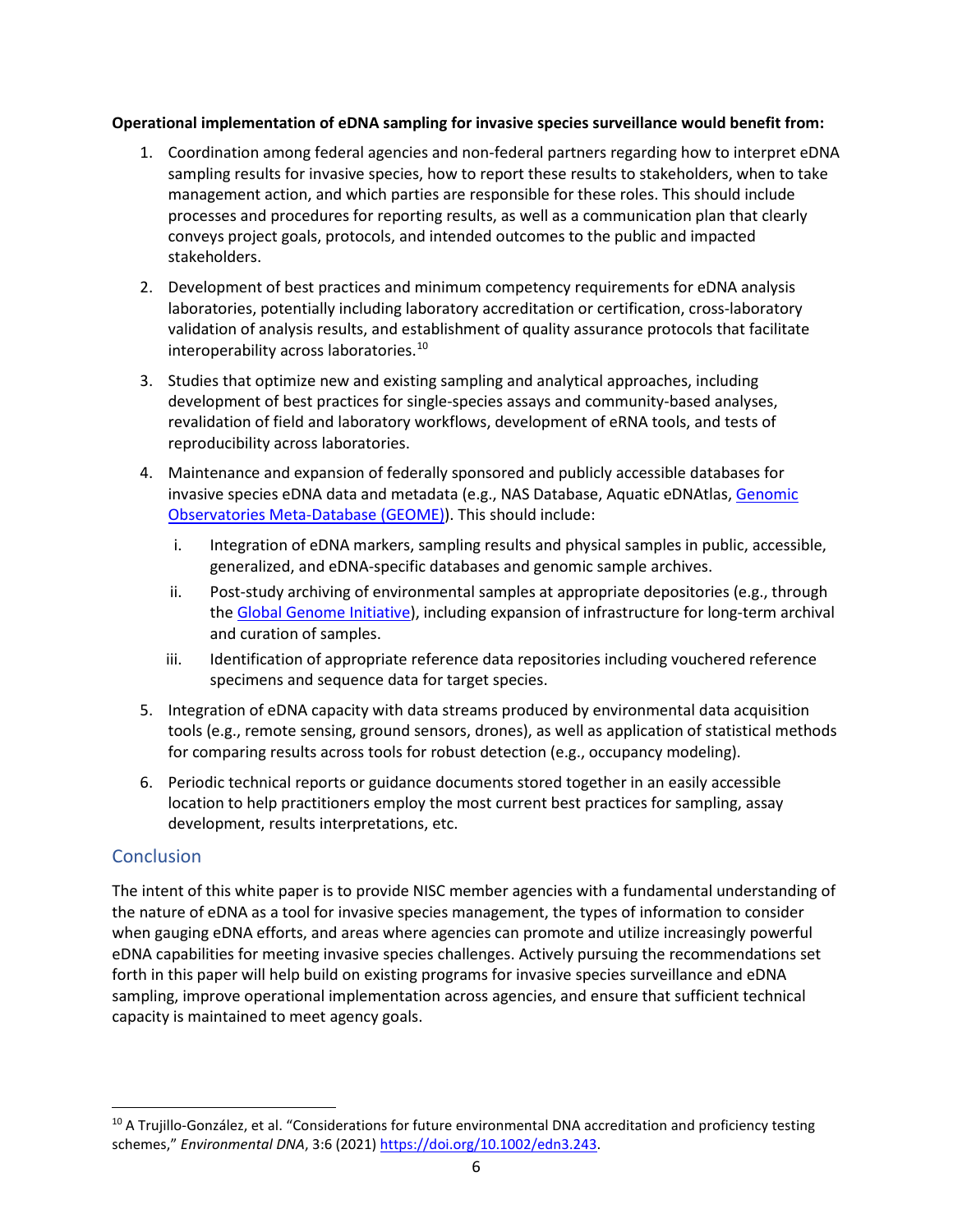**Operational implementation of eDNA sampling for invasive species surveillance would benefit from:**

1. Coordination among federal agencies and non-federal partners regarding how to interpret eDNA sampling results for invasive species, how to report these results to stakeholders, when to take management action, and which parties are responsible for these roles. This should include processes and procedures for reporting results, as well as a communication plan that clearly conveys project goals, protocols, and intended outcomes to the public and impacted stakeholders.
2. Development of best practices and minimum competency requirements for eDNA analysis laboratories, potentially including laboratory accreditation or certification, cross-laboratory validation of analysis results, and establishment of quality assurance protocols that facilitate interoperability across laboratories.[10]
3. Studies that optimize new and existing sampling and analytical approaches, including development of best practices for single-species assays and community-based analyses, revalidation of field and laboratory workflows, development of eRNA tools, and tests of reproducibility across laboratories.
4. Maintenance and expansion of federally sponsored and publicly accessible databases for invasive species eDNA data and metadata (e.g., NAS Database, Aquatic eDNAtlas, Genomic Observatories Meta-Database (GEOME)). This should include:
   i. Integration of eDNA markers, sampling results and physical samples in public, accessible, generalized, and eDNA-specific databases and genomic sample archives.
   ii. Post-study archiving of environmental samples at appropriate depositories (e.g., through the Global Genome Initiative), including expansion of infrastructure for long-term archival and curation of samples.
   iii. Identification of appropriate reference data repositories including vouchered reference specimens and sequence data for target species.
5. Integration of eDNA capacity with data streams produced by environmental data acquisition tools (e.g., remote sensing, ground sensors, drones), as well as application of statistical methods for comparing results across tools for robust detection (e.g., occupancy modeling).
6. Periodic technical reports or guidance documents stored together in an easily accessible location to help practitioners employ the most current best practices for sampling, assay development, results interpretations, etc.

## Conclusion

The intent of this white paper is to provide NISC member agencies with a fundamental understanding of the nature of eDNA as a tool for invasive species management, the types of information to consider when gauging eDNA efforts, and areas where agencies can promote and utilize increasingly powerful eDNA capabilities for meeting invasive species challenges. Actively pursuing the recommendations set forth in this paper will help build on existing programs for invasive species surveillance and eDNA sampling, improve operational implementation across agencies, and ensure that sufficient technical capacity is maintained to meet agency goals.

[10] A Trujillo-González, et al. "Considerations for future environmental DNA accreditation and proficiency testing schemes," *Environmental DNA*, 3:6 (2021) https://doi.org/10.1002/edn3.243.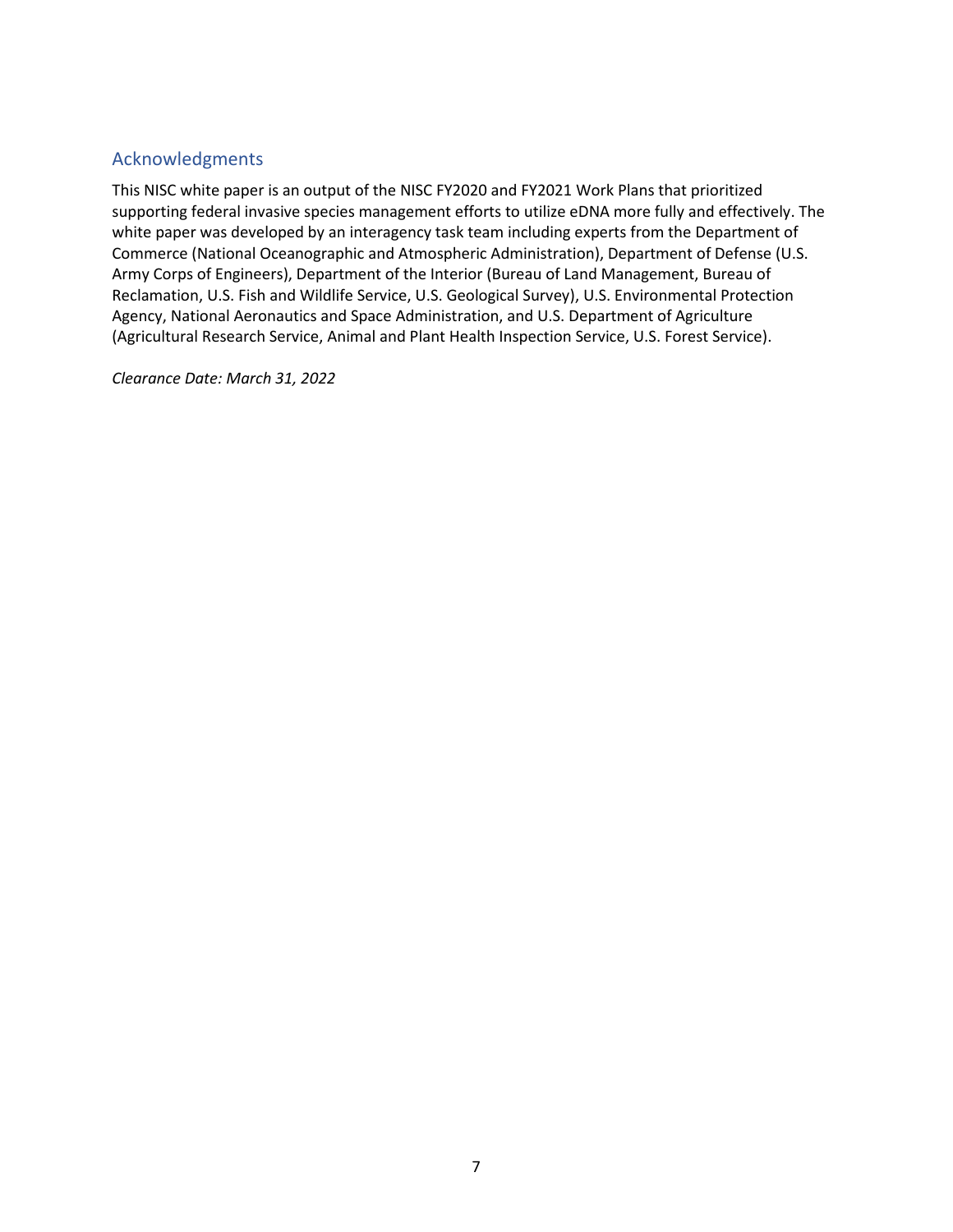## Acknowledgments

This NISC white paper is an output of the NISC FY2020 and FY2021 Work Plans that prioritized supporting federal invasive species management efforts to utilize eDNA more fully and effectively. The white paper was developed by an interagency task team including experts from the Department of Commerce (National Oceanographic and Atmospheric Administration), Department of Defense (U.S. Army Corps of Engineers), Department of the Interior (Bureau of Land Management, Bureau of Reclamation, U.S. Fish and Wildlife Service, U.S. Geological Survey), U.S. Environmental Protection Agency, National Aeronautics and Space Administration, and U.S. Department of Agriculture (Agricultural Research Service, Animal and Plant Health Inspection Service, U.S. Forest Service).

*Clearance Date: March 31, 2022*